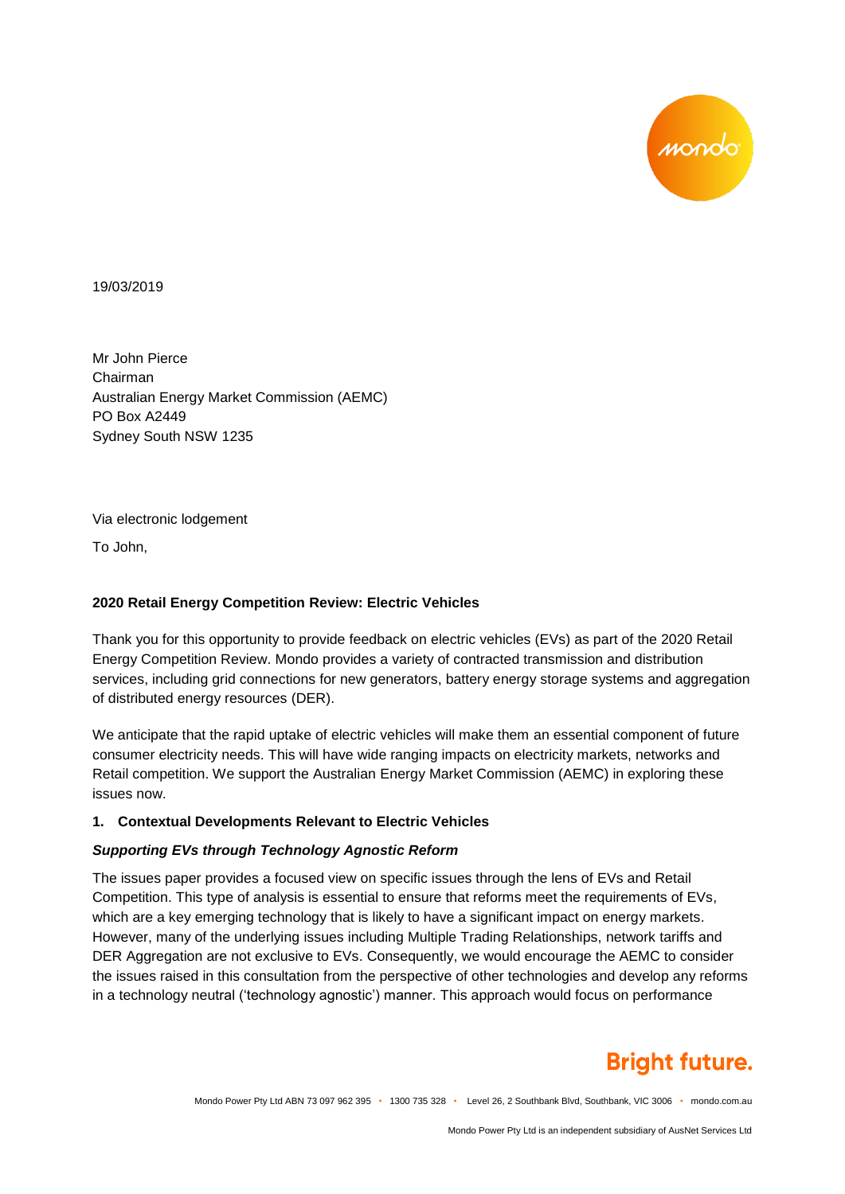19/03/2019

Mr John Pierce
Chairman
Australian Energy Market Commission (AEMC)
PO Box A2449
Sydney South NSW 1235

Via electronic lodgement

To John,

**2020 Retail Energy Competition Review: Electric Vehicles**

Thank you for this opportunity to provide feedback on electric vehicles (EVs) as part of the 2020 Retail Energy Competition Review. Mondo provides a variety of contracted transmission and distribution services, including grid connections for new generators, battery energy storage systems and aggregation of distributed energy resources (DER).

We anticipate that the rapid uptake of electric vehicles will make them an essential component of future consumer electricity needs. This will have wide ranging impacts on electricity markets, networks and Retail competition. We support the Australian Energy Market Commission (AEMC) in exploring these issues now.

**1. Contextual Developments Relevant to Electric Vehicles**

***Supporting EVs through Technology Agnostic Reform***

The issues paper provides a focused view on specific issues through the lens of EVs and Retail Competition. This type of analysis is essential to ensure that reforms meet the requirements of EVs, which are a key emerging technology that is likely to have a significant impact on energy markets. However, many of the underlying issues including Multiple Trading Relationships, network tariffs and DER Aggregation are not exclusive to EVs. Consequently, we would encourage the AEMC to consider the issues raised in this consultation from the perspective of other technologies and develop any reforms in a technology neutral ('technology agnostic') manner. This approach would focus on performance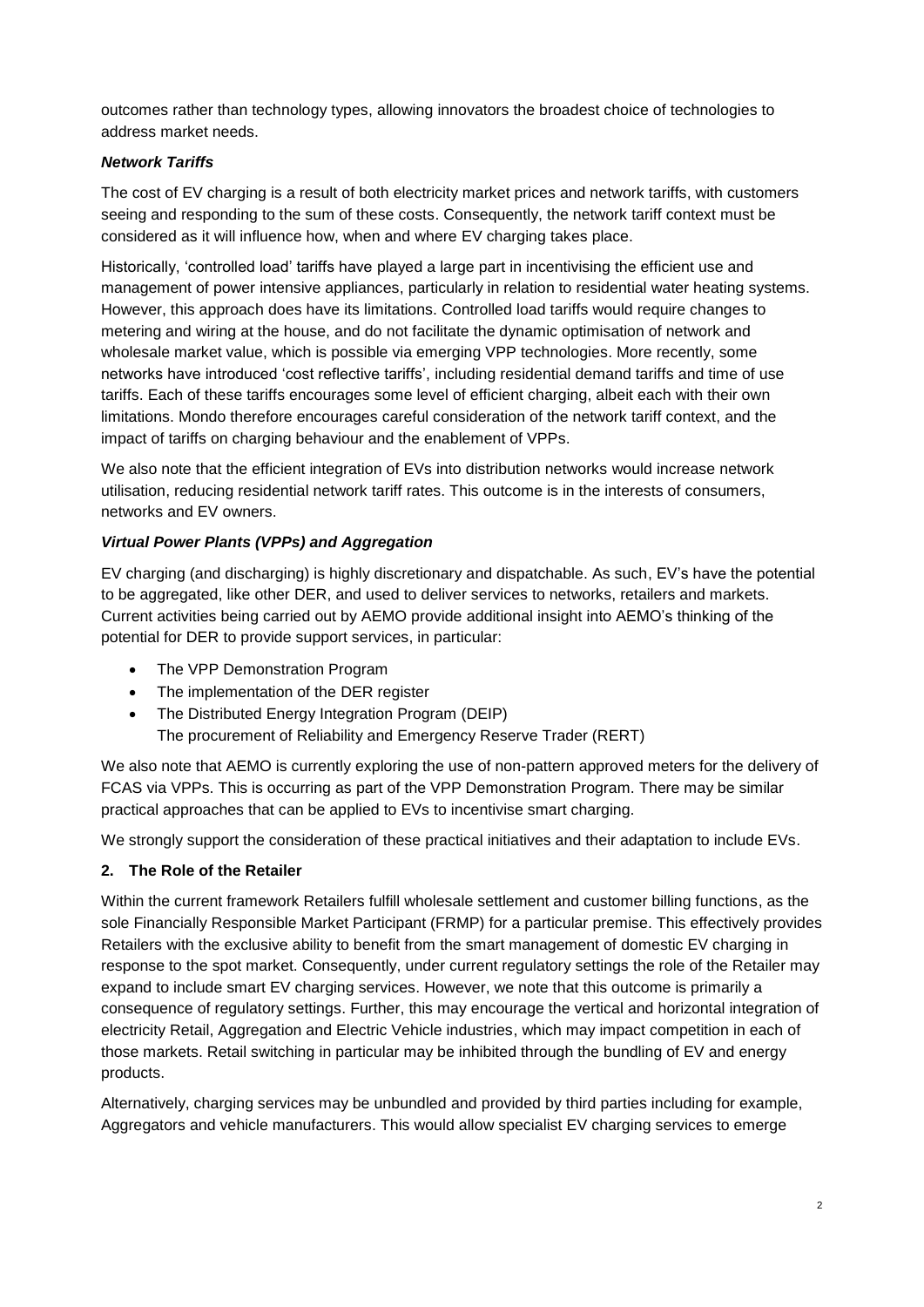outcomes rather than technology types, allowing innovators the broadest choice of technologies to address market needs.

***Network Tariffs***

The cost of EV charging is a result of both electricity market prices and network tariffs, with customers seeing and responding to the sum of these costs. Consequently, the network tariff context must be considered as it will influence how, when and where EV charging takes place.

Historically, 'controlled load' tariffs have played a large part in incentivising the efficient use and management of power intensive appliances, particularly in relation to residential water heating systems. However, this approach does have its limitations. Controlled load tariffs would require changes to metering and wiring at the house, and do not facilitate the dynamic optimisation of network and wholesale market value, which is possible via emerging VPP technologies. More recently, some networks have introduced 'cost reflective tariffs', including residential demand tariffs and time of use tariffs. Each of these tariffs encourages some level of efficient charging, albeit each with their own limitations. Mondo therefore encourages careful consideration of the network tariff context, and the impact of tariffs on charging behaviour and the enablement of VPPs.

We also note that the efficient integration of EVs into distribution networks would increase network utilisation, reducing residential network tariff rates. This outcome is in the interests of consumers, networks and EV owners.

***Virtual Power Plants (VPPs) and Aggregation***

EV charging (and discharging) is highly discretionary and dispatchable. As such, EV's have the potential to be aggregated, like other DER, and used to deliver services to networks, retailers and markets. Current activities being carried out by AEMO provide additional insight into AEMO's thinking of the potential for DER to provide support services, in particular:

- The VPP Demonstration Program
- The implementation of the DER register
- The Distributed Energy Integration Program (DEIP)
  The procurement of Reliability and Emergency Reserve Trader (RERT)

We also note that AEMO is currently exploring the use of non-pattern approved meters for the delivery of FCAS via VPPs. This is occurring as part of the VPP Demonstration Program. There may be similar practical approaches that can be applied to EVs to incentivise smart charging.

We strongly support the consideration of these practical initiatives and their adaptation to include EVs.

**2. The Role of the Retailer**

Within the current framework Retailers fulfill wholesale settlement and customer billing functions, as the sole Financially Responsible Market Participant (FRMP) for a particular premise. This effectively provides Retailers with the exclusive ability to benefit from the smart management of domestic EV charging in response to the spot market. Consequently, under current regulatory settings the role of the Retailer may expand to include smart EV charging services. However, we note that this outcome is primarily a consequence of regulatory settings. Further, this may encourage the vertical and horizontal integration of electricity Retail, Aggregation and Electric Vehicle industries, which may impact competition in each of those markets. Retail switching in particular may be inhibited through the bundling of EV and energy products.

Alternatively, charging services may be unbundled and provided by third parties including for example, Aggregators and vehicle manufacturers. This would allow specialist EV charging services to emerge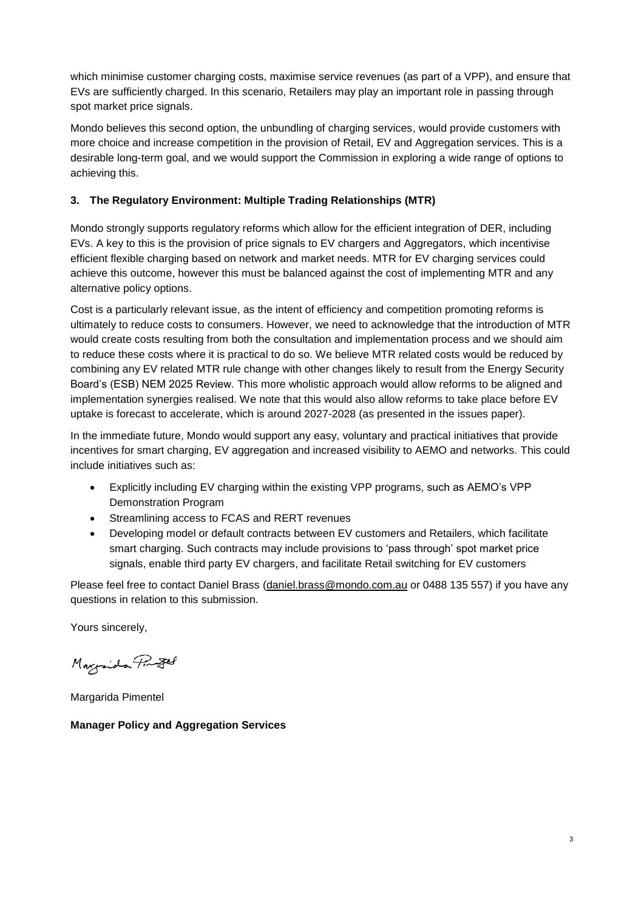which minimise customer charging costs, maximise service revenues (as part of a VPP), and ensure that EVs are sufficiently charged. In this scenario, Retailers may play an important role in passing through spot market price signals.

Mondo believes this second option, the unbundling of charging services, would provide customers with more choice and increase competition in the provision of Retail, EV and Aggregation services. This is a desirable long-term goal, and we would support the Commission in exploring a wide range of options to achieving this.

**3. The Regulatory Environment: Multiple Trading Relationships (MTR)**

Mondo strongly supports regulatory reforms which allow for the efficient integration of DER, including EVs. A key to this is the provision of price signals to EV chargers and Aggregators, which incentivise efficient flexible charging based on network and market needs. MTR for EV charging services could achieve this outcome, however this must be balanced against the cost of implementing MTR and any alternative policy options.

Cost is a particularly relevant issue, as the intent of efficiency and competition promoting reforms is ultimately to reduce costs to consumers. However, we need to acknowledge that the introduction of MTR would create costs resulting from both the consultation and implementation process and we should aim to reduce these costs where it is practical to do so. We believe MTR related costs would be reduced by combining any EV related MTR rule change with other changes likely to result from the Energy Security Board's (ESB) NEM 2025 Review. This more wholistic approach would allow reforms to be aligned and implementation synergies realised. We note that this would also allow reforms to take place before EV uptake is forecast to accelerate, which is around 2027-2028 (as presented in the issues paper).

In the immediate future, Mondo would support any easy, voluntary and practical initiatives that provide incentives for smart charging, EV aggregation and increased visibility to AEMO and networks. This could include initiatives such as:

- Explicitly including EV charging within the existing VPP programs, such as AEMO's VPP Demonstration Program
- Streamlining access to FCAS and RERT revenues
- Developing model or default contracts between EV customers and Retailers, which facilitate smart charging. Such contracts may include provisions to 'pass through' spot market price signals, enable third party EV chargers, and facilitate Retail switching for EV customers

Please feel free to contact Daniel Brass (daniel.brass@mondo.com.au or 0488 135 557) if you have any questions in relation to this submission.

Yours sincerely,

Margarida Pimentel

**Manager Policy and Aggregation Services**